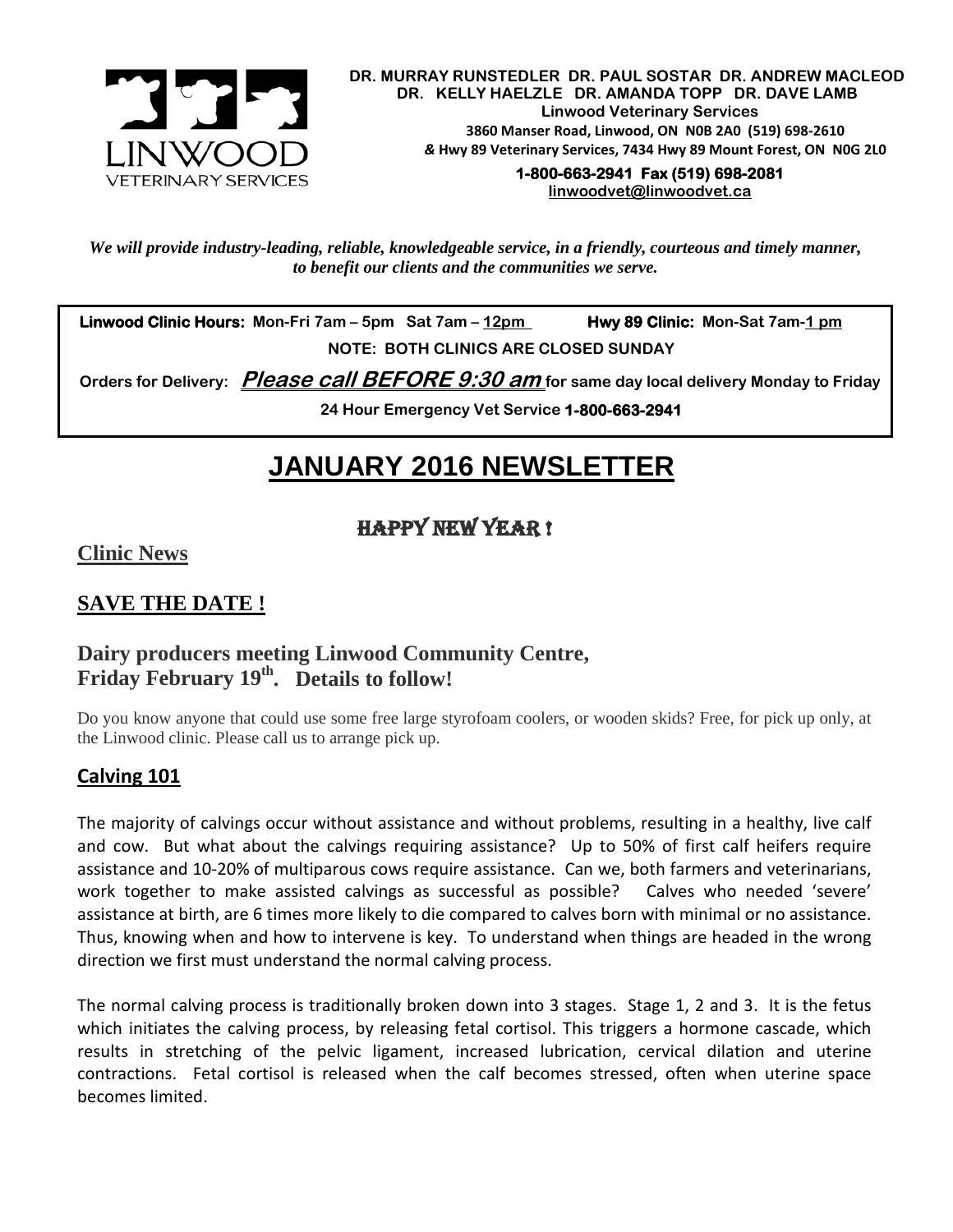**DR. MURRAY RUNSTEDLER DR. PAUL SOSTAR DR. ANDREW MACLEOD**
**DR. KELLY HAELZLE DR. AMANDA TOPP DR. DAVE LAMB**
**Linwood Veterinary Services**
**3860 Manser Road, Linwood, ON N0B 2A0 (519) 698-2610**
**& Hwy 89 Veterinary Services, 7434 Hwy 89 Mount Forest, ON N0G 2L0**
**1-800-663-2941 Fax (519) 698-2081**
**linwoodvet@linwoodvet.ca**

*We will provide industry-leading, reliable, knowledgeable service, in a friendly, courteous and timely manner, to benefit our clients and the communities we serve.*

**Linwood Clinic Hours:** Mon-Fri 7am – 5pm Sat 7am – 12pm **Hwy 89 Clinic:** Mon-Sat 7am-1 pm

**NOTE: BOTH CLINICS ARE CLOSED SUNDAY**

**Orders for Delivery:** ***Please call BEFORE 9:30 am*** **for same day local delivery Monday to Friday**

**24 Hour Emergency Vet Service 1-800-663-2941**

# JANUARY 2016 NEWSLETTER

## HAPPY NEW YEAR !

### Clinic News

## SAVE THE DATE !

### Dairy producers meeting Linwood Community Centre, Friday February 19th. Details to follow!

Do you know anyone that could use some free large styrofoam coolers, or wooden skids? Free, for pick up only, at the Linwood clinic. Please call us to arrange pick up.

### Calving 101

The majority of calvings occur without assistance and without problems, resulting in a healthy, live calf and cow. But what about the calvings requiring assistance? Up to 50% of first calf heifers require assistance and 10-20% of multiparous cows require assistance. Can we, both farmers and veterinarians, work together to make assisted calvings as successful as possible? Calves who needed 'severe' assistance at birth, are 6 times more likely to die compared to calves born with minimal or no assistance. Thus, knowing when and how to intervene is key. To understand when things are headed in the wrong direction we first must understand the normal calving process.

The normal calving process is traditionally broken down into 3 stages. Stage 1, 2 and 3. It is the fetus which initiates the calving process, by releasing fetal cortisol. This triggers a hormone cascade, which results in stretching of the pelvic ligament, increased lubrication, cervical dilation and uterine contractions. Fetal cortisol is released when the calf becomes stressed, often when uterine space becomes limited.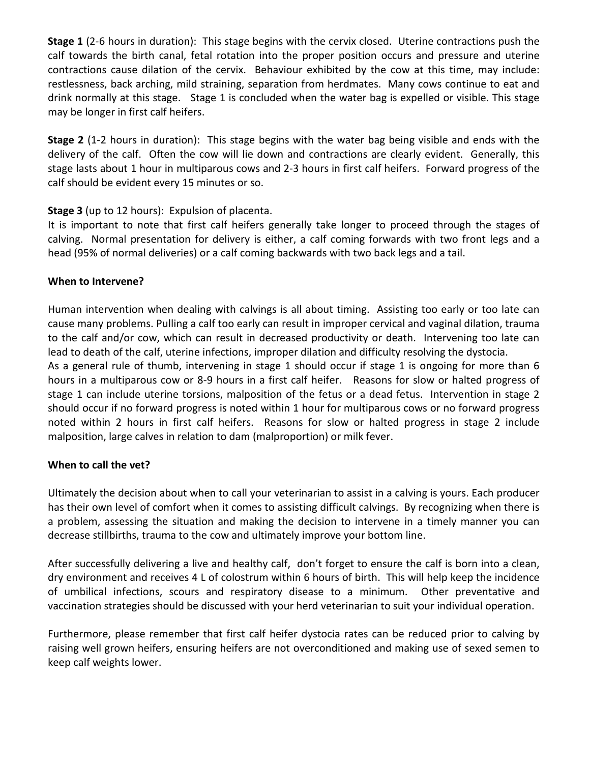**Stage 1** (2-6 hours in duration): This stage begins with the cervix closed. Uterine contractions push the calf towards the birth canal, fetal rotation into the proper position occurs and pressure and uterine contractions cause dilation of the cervix. Behaviour exhibited by the cow at this time, may include: restlessness, back arching, mild straining, separation from herdmates. Many cows continue to eat and drink normally at this stage. Stage 1 is concluded when the water bag is expelled or visible. This stage may be longer in first calf heifers.

**Stage 2** (1-2 hours in duration): This stage begins with the water bag being visible and ends with the delivery of the calf. Often the cow will lie down and contractions are clearly evident. Generally, this stage lasts about 1 hour in multiparous cows and 2-3 hours in first calf heifers. Forward progress of the calf should be evident every 15 minutes or so.

**Stage 3** (up to 12 hours): Expulsion of placenta.

It is important to note that first calf heifers generally take longer to proceed through the stages of calving. Normal presentation for delivery is either, a calf coming forwards with two front legs and a head (95% of normal deliveries) or a calf coming backwards with two back legs and a tail.

**When to Intervene?**

Human intervention when dealing with calvings is all about timing. Assisting too early or too late can cause many problems. Pulling a calf too early can result in improper cervical and vaginal dilation, trauma to the calf and/or cow, which can result in decreased productivity or death. Intervening too late can lead to death of the calf, uterine infections, improper dilation and difficulty resolving the dystocia.

As a general rule of thumb, intervening in stage 1 should occur if stage 1 is ongoing for more than 6 hours in a multiparous cow or 8-9 hours in a first calf heifer. Reasons for slow or halted progress of stage 1 can include uterine torsions, malposition of the fetus or a dead fetus. Intervention in stage 2 should occur if no forward progress is noted within 1 hour for multiparous cows or no forward progress noted within 2 hours in first calf heifers. Reasons for slow or halted progress in stage 2 include malposition, large calves in relation to dam (malproportion) or milk fever.

**When to call the vet?**

Ultimately the decision about when to call your veterinarian to assist in a calving is yours. Each producer has their own level of comfort when it comes to assisting difficult calvings. By recognizing when there is a problem, assessing the situation and making the decision to intervene in a timely manner you can decrease stillbirths, trauma to the cow and ultimately improve your bottom line.

After successfully delivering a live and healthy calf, don't forget to ensure the calf is born into a clean, dry environment and receives 4 L of colostrum within 6 hours of birth. This will help keep the incidence of umbilical infections, scours and respiratory disease to a minimum. Other preventative and vaccination strategies should be discussed with your herd veterinarian to suit your individual operation.

Furthermore, please remember that first calf heifer dystocia rates can be reduced prior to calving by raising well grown heifers, ensuring heifers are not overconditioned and making use of sexed semen to keep calf weights lower.